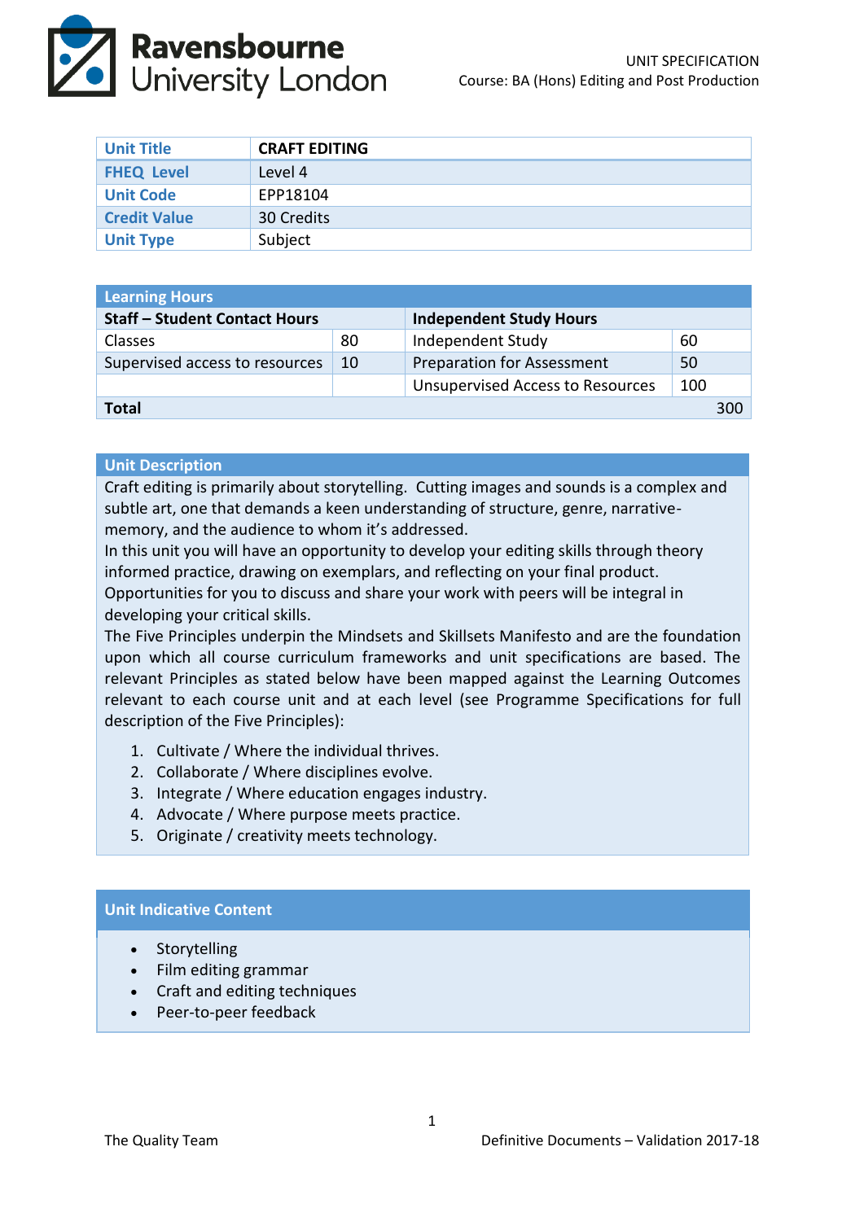UNIT SPECIFICATION
Course: BA (Hons) Editing and Post Production

| Unit Title | CRAFT EDITING |
|---|---|
| FHEQ Level | Level 4 |
| Unit Code | EPP18104 |
| Credit Value | 30 Credits |
| Unit Type | Subject |

| Learning Hours | | | |
|---|---|---|---|
| **Staff – Student Contact Hours** | | **Independent Study Hours** | |
| Classes | 80 | Independent Study | 60 |
| Supervised access to resources | 10 | Preparation for Assessment | 50 |
| | | Unsupervised Access to Resources | 100 |
| **Total** | | | 300 |

## Unit Description

Craft editing is primarily about storytelling. Cutting images and sounds is a complex and subtle art, one that demands a keen understanding of structure, genre, narrative-memory, and the audience to whom it's addressed.

In this unit you will have an opportunity to develop your editing skills through theory informed practice, drawing on exemplars, and reflecting on your final product.

Opportunities for you to discuss and share your work with peers will be integral in developing your critical skills.

The Five Principles underpin the Mindsets and Skillsets Manifesto and are the foundation upon which all course curriculum frameworks and unit specifications are based. The relevant Principles as stated below have been mapped against the Learning Outcomes relevant to each course unit and at each level (see Programme Specifications for full description of the Five Principles):

1. Cultivate / Where the individual thrives.
2. Collaborate / Where disciplines evolve.
3. Integrate / Where education engages industry.
4. Advocate / Where purpose meets practice.
5. Originate / creativity meets technology.

## Unit Indicative Content

- Storytelling
- Film editing grammar
- Craft and editing techniques
- Peer-to-peer feedback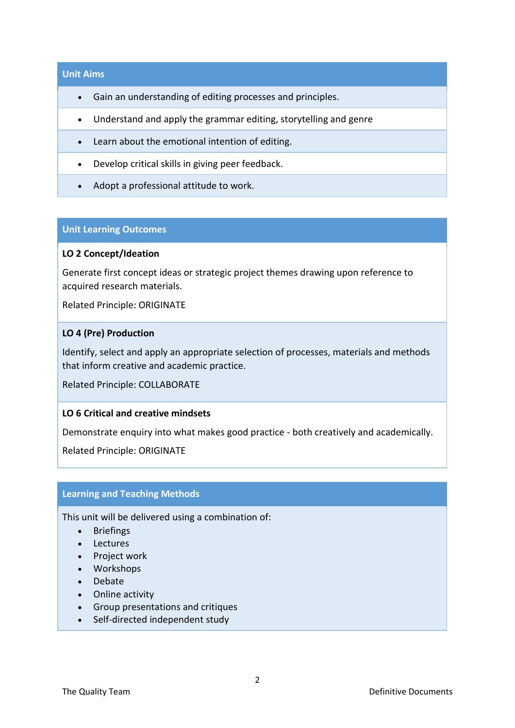## Unit Aims

- Gain an understanding of editing processes and principles.
- Understand and apply the grammar editing, storytelling and genre
- Learn about the emotional intention of editing.
- Develop critical skills in giving peer feedback.
- Adopt a professional attitude to work.

## Unit Learning Outcomes

**LO 2 Concept/Ideation**

Generate first concept ideas or strategic project themes drawing upon reference to acquired research materials.

Related Principle: ORIGINATE

**LO 4 (Pre) Production**

Identify, select and apply an appropriate selection of processes, materials and methods that inform creative and academic practice.

Related Principle: COLLABORATE

**LO 6 Critical and creative mindsets**

Demonstrate enquiry into what makes good practice - both creatively and academically.

Related Principle: ORIGINATE

## Learning and Teaching Methods

This unit will be delivered using a combination of:

- Briefings
- Lectures
- Project work
- Workshops
- Debate
- Online activity
- Group presentations and critiques
- Self-directed independent study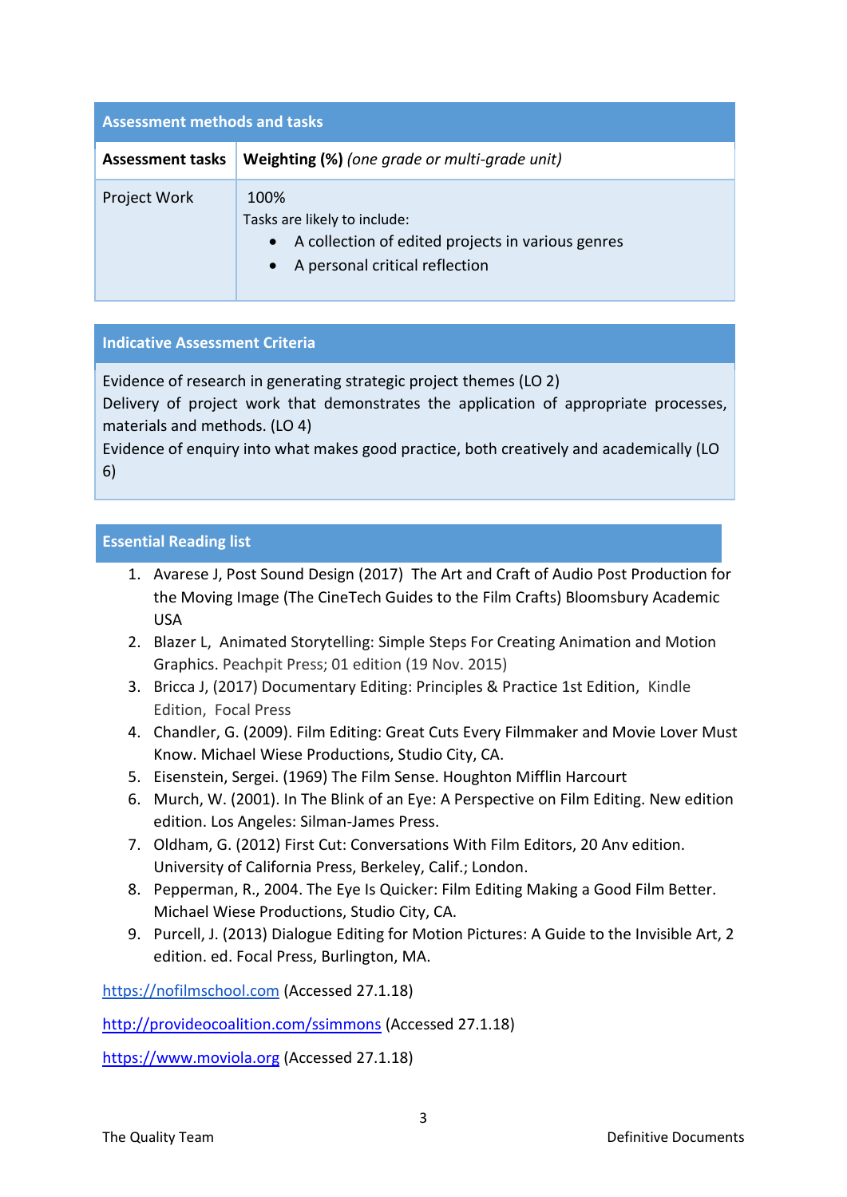## Assessment methods and tasks

| Assessment tasks | Weighting (%) *(one grade or multi-grade unit)* |
|---|---|
| Project Work | 100%<br>Tasks are likely to include:<br>• A collection of edited projects in various genres<br>• A personal critical reflection |

## Indicative Assessment Criteria

Evidence of research in generating strategic project themes (LO 2)
Delivery of project work that demonstrates the application of appropriate processes, materials and methods. (LO 4)
Evidence of enquiry into what makes good practice, both creatively and academically (LO 6)

## Essential Reading list

1. Avarese J, Post Sound Design (2017) The Art and Craft of Audio Post Production for the Moving Image (The CineTech Guides to the Film Crafts) Bloomsbury Academic USA
2. Blazer L, Animated Storytelling: Simple Steps For Creating Animation and Motion Graphics. Peachpit Press; 01 edition (19 Nov. 2015)
3. Bricca J, (2017) Documentary Editing: Principles & Practice 1st Edition, Kindle Edition, Focal Press
4. Chandler, G. (2009). Film Editing: Great Cuts Every Filmmaker and Movie Lover Must Know. Michael Wiese Productions, Studio City, CA.
5. Eisenstein, Sergei. (1969) The Film Sense. Houghton Mifflin Harcourt
6. Murch, W. (2001). In The Blink of an Eye: A Perspective on Film Editing. New edition edition. Los Angeles: Silman-James Press.
7. Oldham, G. (2012) First Cut: Conversations With Film Editors, 20 Anv edition. University of California Press, Berkeley, Calif.; London.
8. Pepperman, R., 2004. The Eye Is Quicker: Film Editing Making a Good Film Better. Michael Wiese Productions, Studio City, CA.
9. Purcell, J. (2013) Dialogue Editing for Motion Pictures: A Guide to the Invisible Art, 2 edition. ed. Focal Press, Burlington, MA.

https://nofilmschool.com (Accessed 27.1.18)

http://provideocoalition.com/ssimmons (Accessed 27.1.18)

https://www.moviola.org (Accessed 27.1.18)